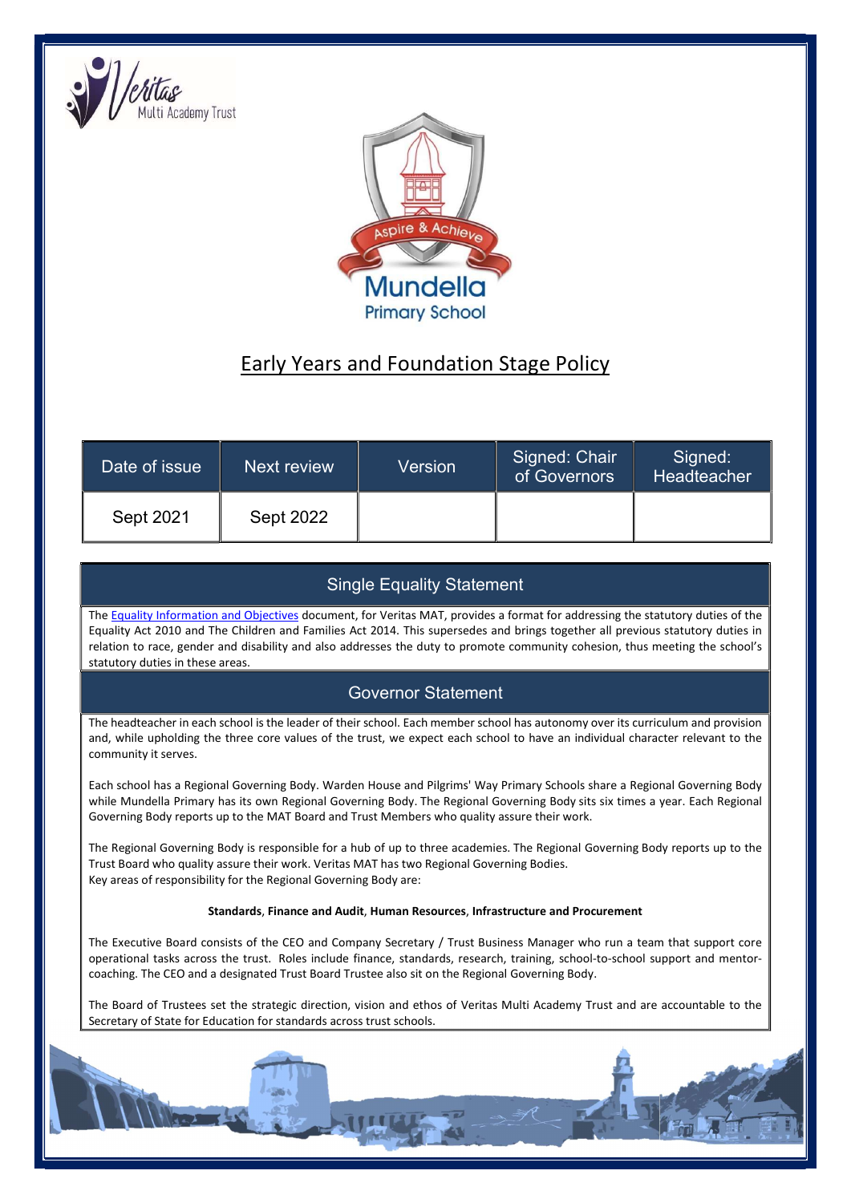Veritas Multi Academy Trust

Aspire & Achieve

Mundella Primary School

# Early Years and Foundation Stage Policy

| Date of issue | Next review | Version | Signed: Chair of Governors | Signed: Headteacher |
| --- | --- | --- | --- | --- |
| Sept 2021 | Sept 2022 | | | |

## Single Equality Statement

The Equality Information and Objectives document, for Veritas MAT, provides a format for addressing the statutory duties of the Equality Act 2010 and The Children and Families Act 2014. This supersedes and brings together all previous statutory duties in relation to race, gender and disability and also addresses the duty to promote community cohesion, thus meeting the school's statutory duties in these areas.

## Governor Statement

The headteacher in each school is the leader of their school. Each member school has autonomy over its curriculum and provision and, while upholding the three core values of the trust, we expect each school to have an individual character relevant to the community it serves.

Each school has a Regional Governing Body. Warden House and Pilgrims' Way Primary Schools share a Regional Governing Body while Mundella Primary has its own Regional Governing Body. The Regional Governing Body sits six times a year. Each Regional Governing Body reports up to the MAT Board and Trust Members who quality assure their work.

The Regional Governing Body is responsible for a hub of up to three academies. The Regional Governing Body reports up to the Trust Board who quality assure their work. Veritas MAT has two Regional Governing Bodies.
Key areas of responsibility for the Regional Governing Body are:

**Standards**, **Finance and Audit**, **Human Resources**, **Infrastructure and Procurement**

The Executive Board consists of the CEO and Company Secretary / Trust Business Manager who run a team that support core operational tasks across the trust. Roles include finance, standards, research, training, school-to-school support and mentor-coaching. The CEO and a designated Trust Board Trustee also sit on the Regional Governing Body.

The Board of Trustees set the strategic direction, vision and ethos of Veritas Multi Academy Trust and are accountable to the Secretary of State for Education for standards across trust schools.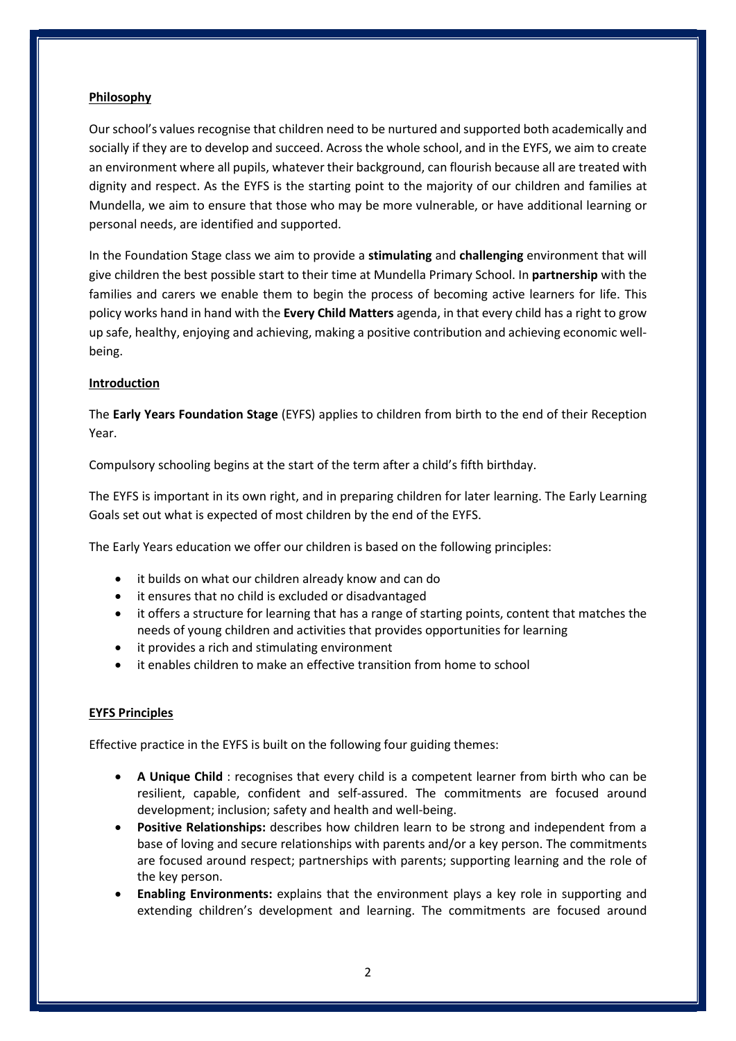**Philosophy**

Our school's values recognise that children need to be nurtured and supported both academically and socially if they are to develop and succeed. Across the whole school, and in the EYFS, we aim to create an environment where all pupils, whatever their background, can flourish because all are treated with dignity and respect. As the EYFS is the starting point to the majority of our children and families at Mundella, we aim to ensure that those who may be more vulnerable, or have additional learning or personal needs, are identified and supported.

In the Foundation Stage class we aim to provide a **stimulating** and **challenging** environment that will give children the best possible start to their time at Mundella Primary School. In **partnership** with the families and carers we enable them to begin the process of becoming active learners for life. This policy works hand in hand with the **Every Child Matters** agenda, in that every child has a right to grow up safe, healthy, enjoying and achieving, making a positive contribution and achieving economic well-being.

**Introduction**

The **Early Years Foundation Stage** (EYFS) applies to children from birth to the end of their Reception Year.

Compulsory schooling begins at the start of the term after a child's fifth birthday.

The EYFS is important in its own right, and in preparing children for later learning. The Early Learning Goals set out what is expected of most children by the end of the EYFS.

The Early Years education we offer our children is based on the following principles:

- it builds on what our children already know and can do
- it ensures that no child is excluded or disadvantaged
- it offers a structure for learning that has a range of starting points, content that matches the needs of young children and activities that provides opportunities for learning
- it provides a rich and stimulating environment
- it enables children to make an effective transition from home to school

**EYFS Principles**

Effective practice in the EYFS is built on the following four guiding themes:

- **A Unique Child** : recognises that every child is a competent learner from birth who can be resilient, capable, confident and self-assured. The commitments are focused around development; inclusion; safety and health and well-being.
- **Positive Relationships:** describes how children learn to be strong and independent from a base of loving and secure relationships with parents and/or a key person. The commitments are focused around respect; partnerships with parents; supporting learning and the role of the key person.
- **Enabling Environments:** explains that the environment plays a key role in supporting and extending children's development and learning. The commitments are focused around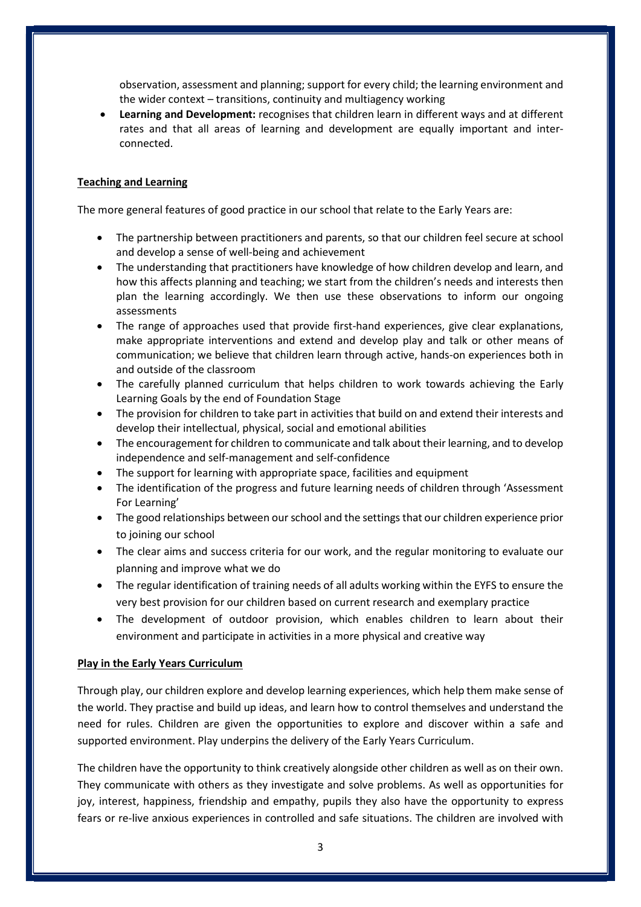observation, assessment and planning; support for every child; the learning environment and the wider context – transitions, continuity and multiagency working

- **Learning and Development:** recognises that children learn in different ways and at different rates and that all areas of learning and development are equally important and inter-connected.

## Teaching and Learning

The more general features of good practice in our school that relate to the Early Years are:

- The partnership between practitioners and parents, so that our children feel secure at school and develop a sense of well-being and achievement
- The understanding that practitioners have knowledge of how children develop and learn, and how this affects planning and teaching; we start from the children's needs and interests then plan the learning accordingly. We then use these observations to inform our ongoing assessments
- The range of approaches used that provide first-hand experiences, give clear explanations, make appropriate interventions and extend and develop play and talk or other means of communication; we believe that children learn through active, hands-on experiences both in and outside of the classroom
- The carefully planned curriculum that helps children to work towards achieving the Early Learning Goals by the end of Foundation Stage
- The provision for children to take part in activities that build on and extend their interests and develop their intellectual, physical, social and emotional abilities
- The encouragement for children to communicate and talk about their learning, and to develop independence and self-management and self-confidence
- The support for learning with appropriate space, facilities and equipment
- The identification of the progress and future learning needs of children through 'Assessment For Learning'
- The good relationships between our school and the settings that our children experience prior to joining our school
- The clear aims and success criteria for our work, and the regular monitoring to evaluate our planning and improve what we do
- The regular identification of training needs of all adults working within the EYFS to ensure the very best provision for our children based on current research and exemplary practice
- The development of outdoor provision, which enables children to learn about their environment and participate in activities in a more physical and creative way

## Play in the Early Years Curriculum

Through play, our children explore and develop learning experiences, which help them make sense of the world. They practise and build up ideas, and learn how to control themselves and understand the need for rules. Children are given the opportunities to explore and discover within a safe and supported environment. Play underpins the delivery of the Early Years Curriculum.

The children have the opportunity to think creatively alongside other children as well as on their own. They communicate with others as they investigate and solve problems. As well as opportunities for joy, interest, happiness, friendship and empathy, pupils they also have the opportunity to express fears or re-live anxious experiences in controlled and safe situations. The children are involved with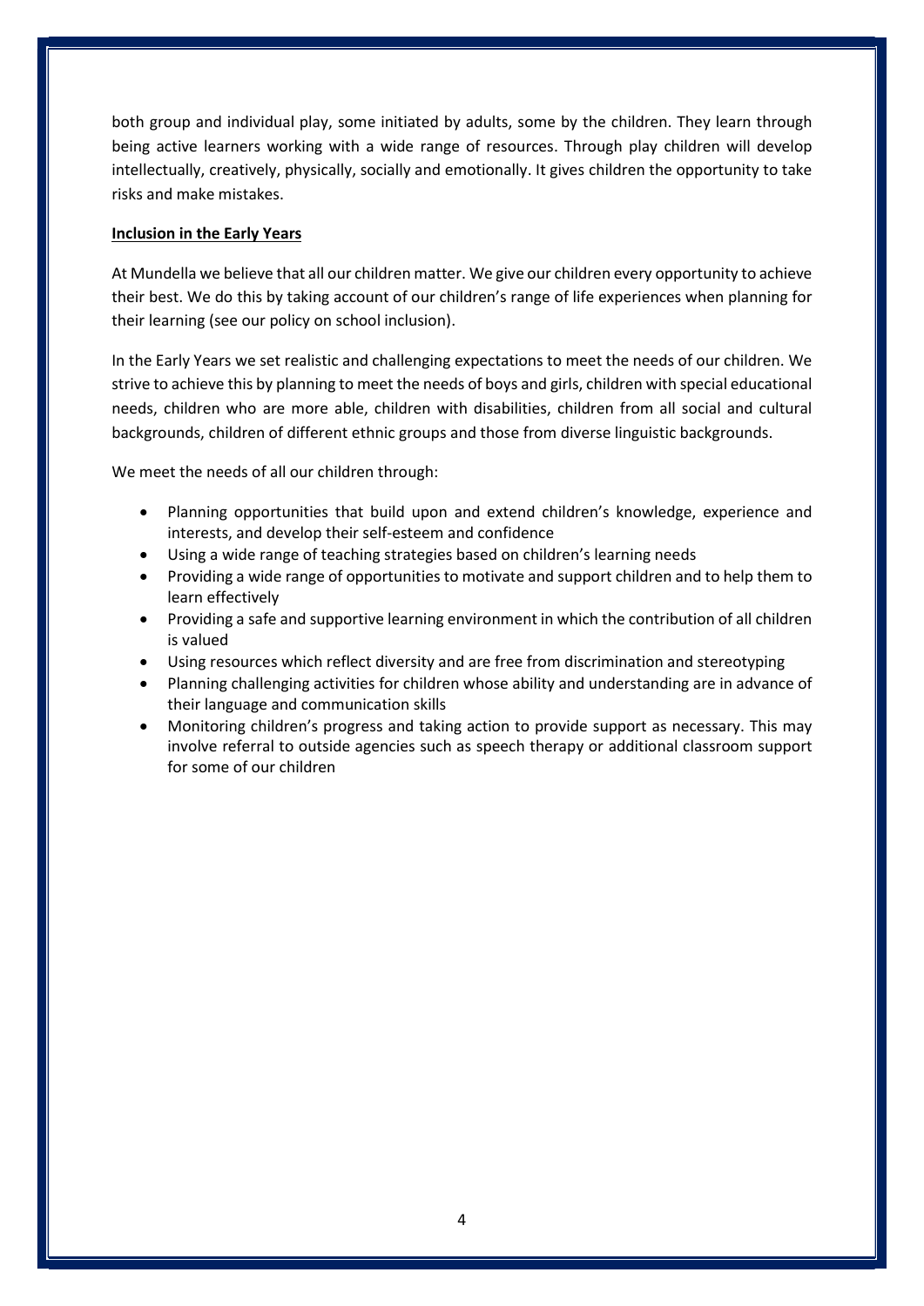both group and individual play, some initiated by adults, some by the children. They learn through being active learners working with a wide range of resources. Through play children will develop intellectually, creatively, physically, socially and emotionally. It gives children the opportunity to take risks and make mistakes.

**Inclusion in the Early Years**

At Mundella we believe that all our children matter. We give our children every opportunity to achieve their best. We do this by taking account of our children's range of life experiences when planning for their learning (see our policy on school inclusion).

In the Early Years we set realistic and challenging expectations to meet the needs of our children. We strive to achieve this by planning to meet the needs of boys and girls, children with special educational needs, children who are more able, children with disabilities, children from all social and cultural backgrounds, children of different ethnic groups and those from diverse linguistic backgrounds.

We meet the needs of all our children through:

- Planning opportunities that build upon and extend children's knowledge, experience and interests, and develop their self-esteem and confidence
- Using a wide range of teaching strategies based on children's learning needs
- Providing a wide range of opportunities to motivate and support children and to help them to learn effectively
- Providing a safe and supportive learning environment in which the contribution of all children is valued
- Using resources which reflect diversity and are free from discrimination and stereotyping
- Planning challenging activities for children whose ability and understanding are in advance of their language and communication skills
- Monitoring children's progress and taking action to provide support as necessary. This may involve referral to outside agencies such as speech therapy or additional classroom support for some of our children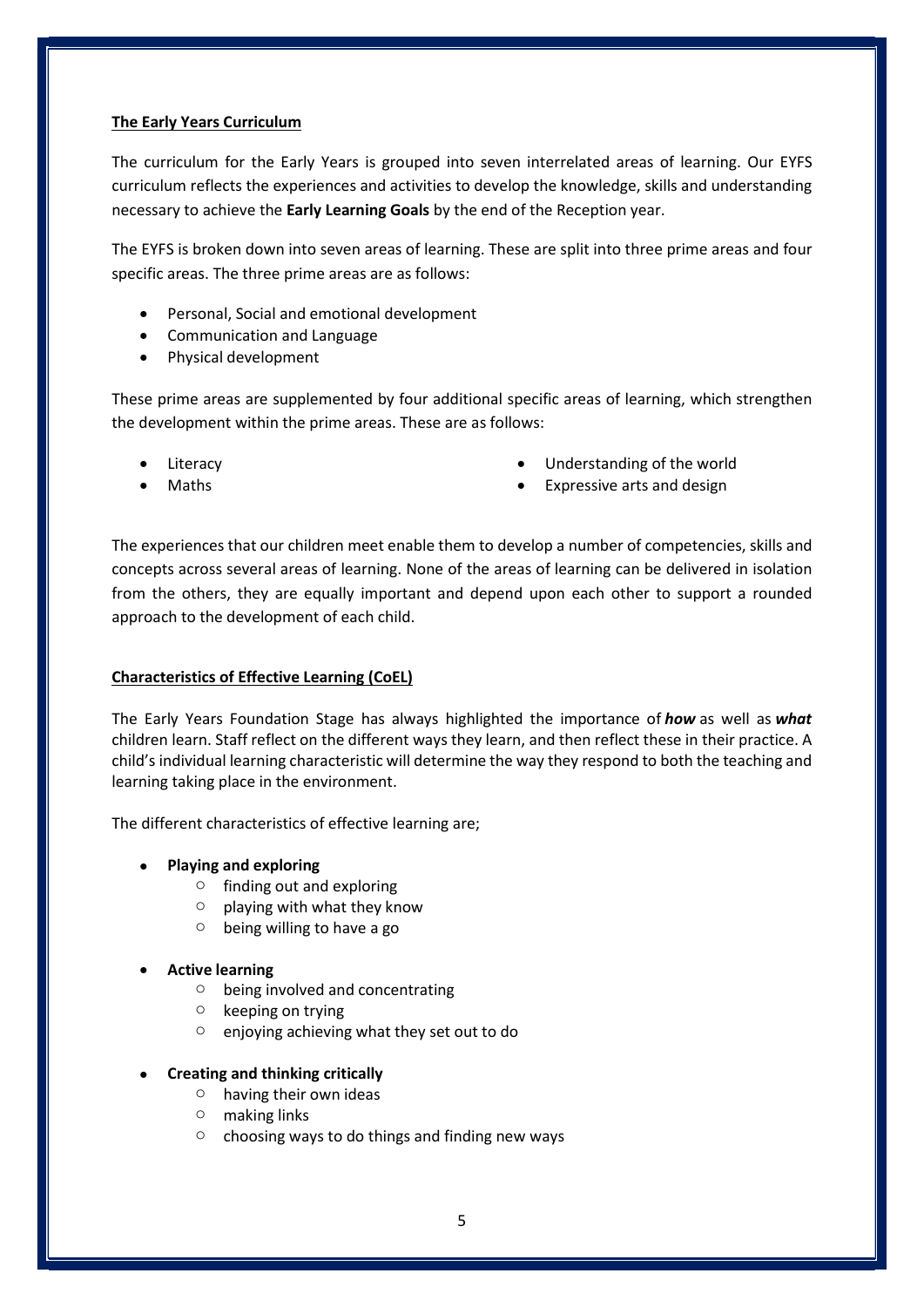## The Early Years Curriculum

The curriculum for the Early Years is grouped into seven interrelated areas of learning. Our EYFS curriculum reflects the experiences and activities to develop the knowledge, skills and understanding necessary to achieve the **Early Learning Goals** by the end of the Reception year.

The EYFS is broken down into seven areas of learning. These are split into three prime areas and four specific areas. The three prime areas are as follows:

- Personal, Social and emotional development
- Communication and Language
- Physical development

These prime areas are supplemented by four additional specific areas of learning, which strengthen the development within the prime areas. These are as follows:

- Literacy
- Maths
- Understanding of the world
- Expressive arts and design

The experiences that our children meet enable them to develop a number of competencies, skills and concepts across several areas of learning. None of the areas of learning can be delivered in isolation from the others, they are equally important and depend upon each other to support a rounded approach to the development of each child.

## Characteristics of Effective Learning (CoEL)

The Early Years Foundation Stage has always highlighted the importance of ***how*** as well as ***what*** children learn. Staff reflect on the different ways they learn, and then reflect these in their practice. A child's individual learning characteristic will determine the way they respond to both the teaching and learning taking place in the environment.

The different characteristics of effective learning are;

- **Playing and exploring**
  - finding out and exploring
  - playing with what they know
  - being willing to have a go
- **Active learning**
  - being involved and concentrating
  - keeping on trying
  - enjoying achieving what they set out to do
- **Creating and thinking critically**
  - having their own ideas
  - making links
  - choosing ways to do things and finding new ways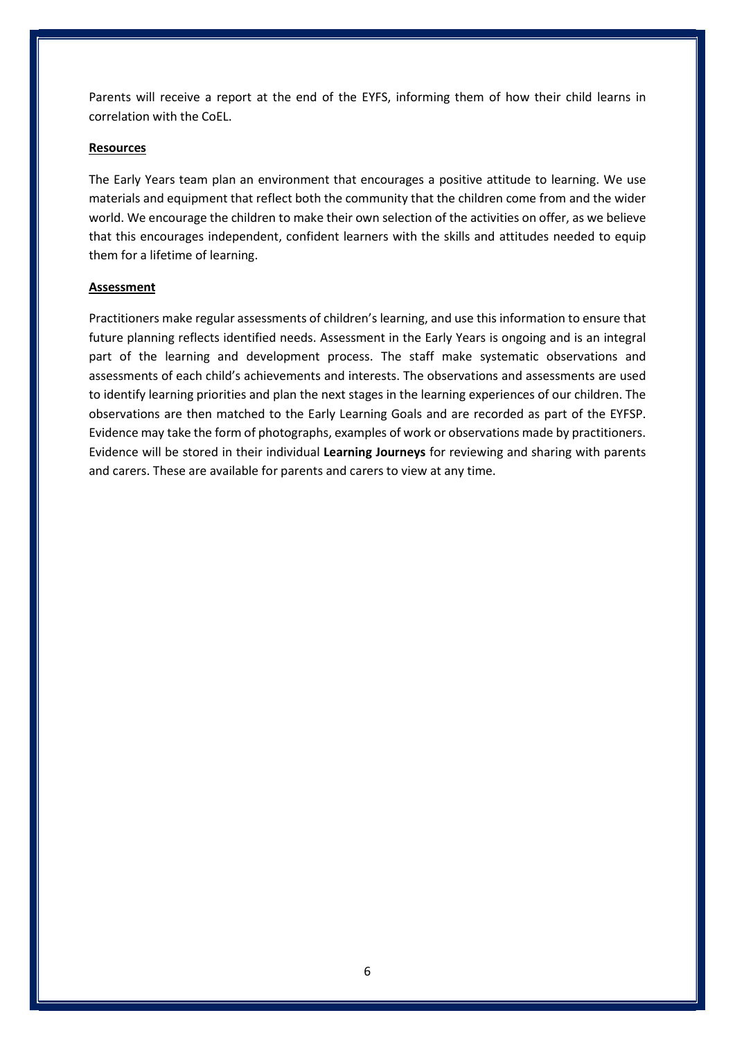Parents will receive a report at the end of the EYFS, informing them of how their child learns in correlation with the CoEL.

**Resources**

The Early Years team plan an environment that encourages a positive attitude to learning. We use materials and equipment that reflect both the community that the children come from and the wider world. We encourage the children to make their own selection of the activities on offer, as we believe that this encourages independent, confident learners with the skills and attitudes needed to equip them for a lifetime of learning.

**Assessment**

Practitioners make regular assessments of children's learning, and use this information to ensure that future planning reflects identified needs. Assessment in the Early Years is ongoing and is an integral part of the learning and development process. The staff make systematic observations and assessments of each child's achievements and interests. The observations and assessments are used to identify learning priorities and plan the next stages in the learning experiences of our children. The observations are then matched to the Early Learning Goals and are recorded as part of the EYFSP. Evidence may take the form of photographs, examples of work or observations made by practitioners. Evidence will be stored in their individual **Learning Journeys** for reviewing and sharing with parents and carers. These are available for parents and carers to view at any time.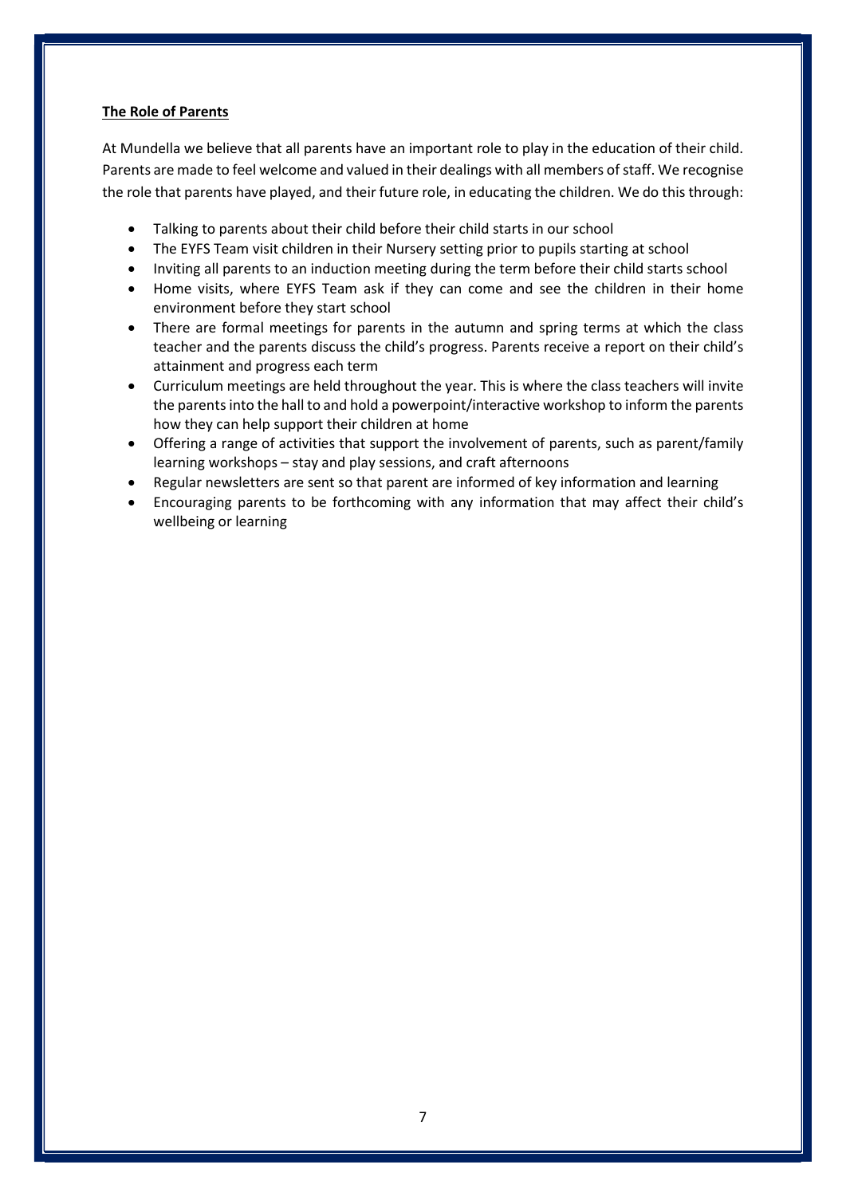**The Role of Parents**

At Mundella we believe that all parents have an important role to play in the education of their child. Parents are made to feel welcome and valued in their dealings with all members of staff. We recognise the role that parents have played, and their future role, in educating the children. We do this through:

- Talking to parents about their child before their child starts in our school
- The EYFS Team visit children in their Nursery setting prior to pupils starting at school
- Inviting all parents to an induction meeting during the term before their child starts school
- Home visits, where EYFS Team ask if they can come and see the children in their home environment before they start school
- There are formal meetings for parents in the autumn and spring terms at which the class teacher and the parents discuss the child's progress. Parents receive a report on their child's attainment and progress each term
- Curriculum meetings are held throughout the year. This is where the class teachers will invite the parents into the hall to and hold a powerpoint/interactive workshop to inform the parents how they can help support their children at home
- Offering a range of activities that support the involvement of parents, such as parent/family learning workshops – stay and play sessions, and craft afternoons
- Regular newsletters are sent so that parent are informed of key information and learning
- Encouraging parents to be forthcoming with any information that may affect their child's wellbeing or learning